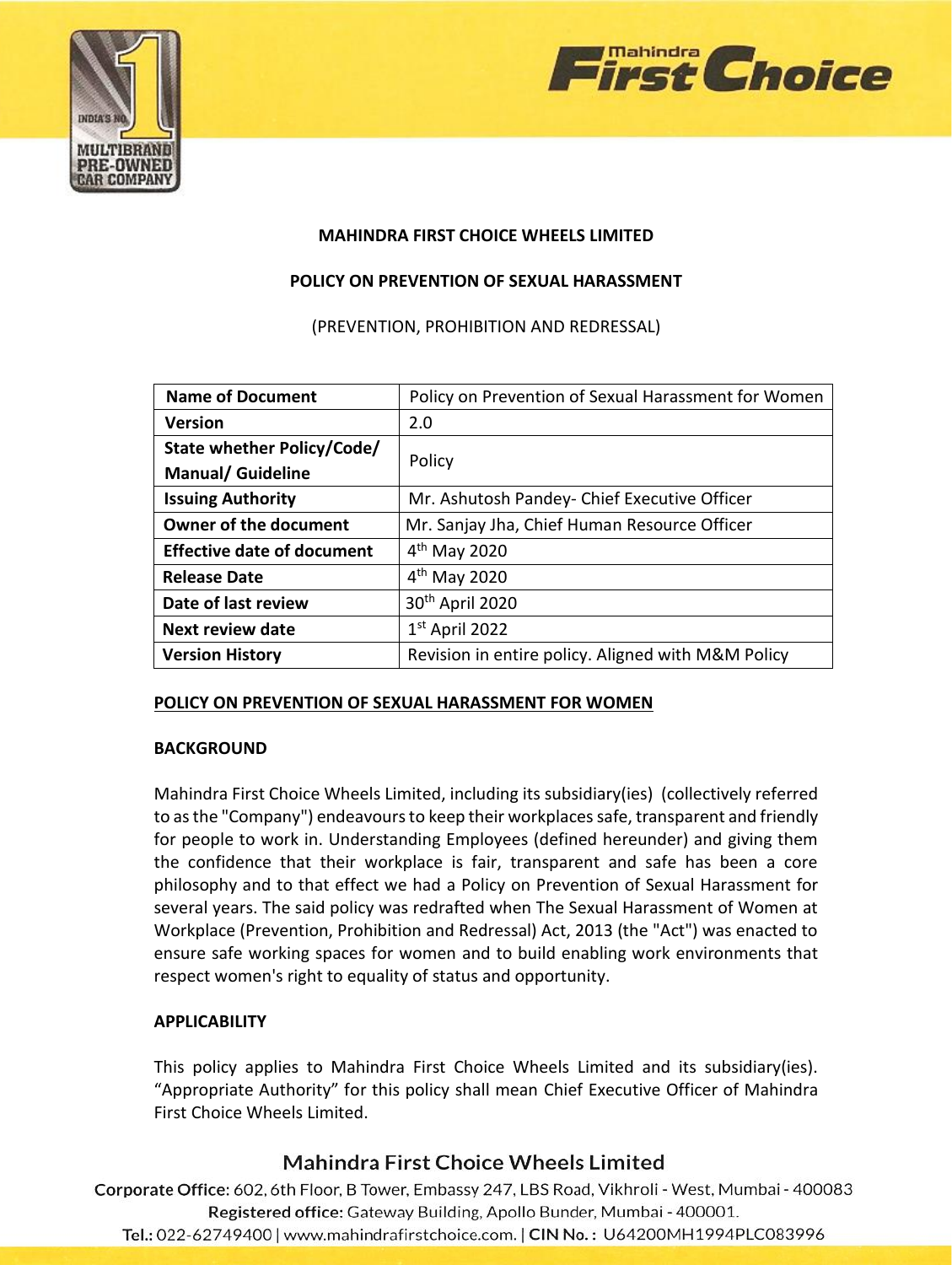# MAHINDRA FIRST CHOICE WHEELS LIMITED

## POLICY ON PREVENTION OF SEXUAL HARASSMENT

(PREVENTION, PROHIBITION AND REDRESSAL)

| **Name of Document** | Policy on Prevention of Sexual Harassment for Women |
|---|---|
| **Version** | 2.0 |
| **State whether Policy/Code/ Manual/ Guideline** | Policy |
| **Issuing Authority** | Mr. Ashutosh Pandey- Chief Executive Officer |
| **Owner of the document** | Mr. Sanjay Jha, Chief Human Resource Officer |
| **Effective date of document** | 4th May 2020 |
| **Release Date** | 4th May 2020 |
| **Date of last review** | 30th April 2020 |
| **Next review date** | 1st April 2022 |
| **Version History** | Revision in entire policy. Aligned with M&M Policy |

## POLICY ON PREVENTION OF SEXUAL HARASSMENT FOR WOMEN

### BACKGROUND

Mahindra First Choice Wheels Limited, including its subsidiary(ies) (collectively referred to as the "Company") endeavours to keep their workplaces safe, transparent and friendly for people to work in. Understanding Employees (defined hereunder) and giving them the confidence that their workplace is fair, transparent and safe has been a core philosophy and to that effect we had a Policy on Prevention of Sexual Harassment for several years. The said policy was redrafted when The Sexual Harassment of Women at Workplace (Prevention, Prohibition and Redressal) Act, 2013 (the "Act") was enacted to ensure safe working spaces for women and to build enabling work environments that respect women's right to equality of status and opportunity.

### APPLICABILITY

This policy applies to Mahindra First Choice Wheels Limited and its subsidiary(ies). "Appropriate Authority" for this policy shall mean Chief Executive Officer of Mahindra First Choice Wheels Limited.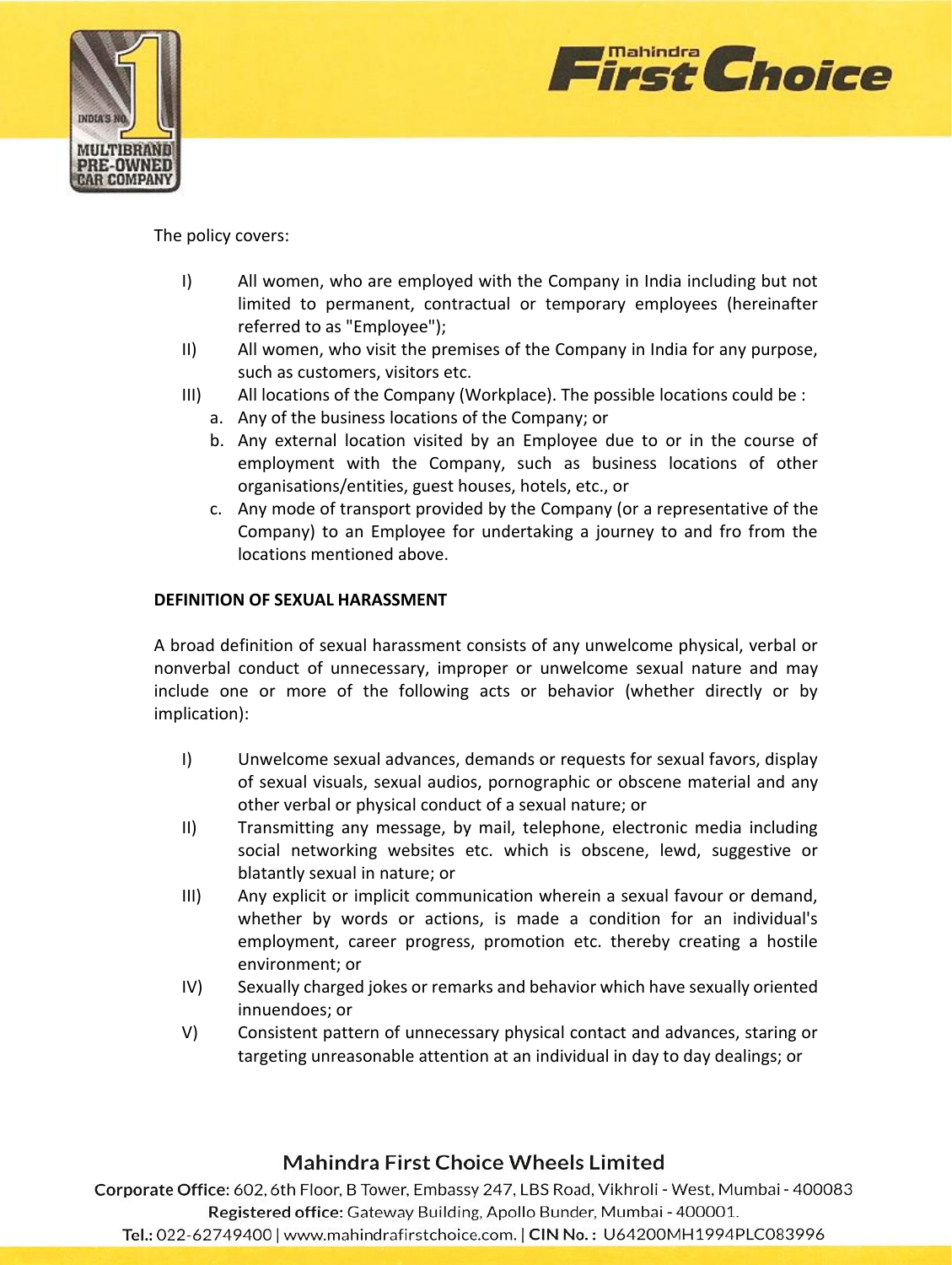The policy covers:

I) All women, who are employed with the Company in India including but not limited to permanent, contractual or temporary employees (hereinafter referred to as "Employee");

II) All women, who visit the premises of the Company in India for any purpose, such as customers, visitors etc.

III) All locations of the Company (Workplace). The possible locations could be :

   a. Any of the business locations of the Company; or

   b. Any external location visited by an Employee due to or in the course of employment with the Company, such as business locations of other organisations/entities, guest houses, hotels, etc., or

   c. Any mode of transport provided by the Company (or a representative of the Company) to an Employee for undertaking a journey to and fro from the locations mentioned above.

**DEFINITION OF SEXUAL HARASSMENT**

A broad definition of sexual harassment consists of any unwelcome physical, verbal or nonverbal conduct of unnecessary, improper or unwelcome sexual nature and may include one or more of the following acts or behavior (whether directly or by implication):

I) Unwelcome sexual advances, demands or requests for sexual favors, display of sexual visuals, sexual audios, pornographic or obscene material and any other verbal or physical conduct of a sexual nature; or

II) Transmitting any message, by mail, telephone, electronic media including social networking websites etc. which is obscene, lewd, suggestive or blatantly sexual in nature; or

III) Any explicit or implicit communication wherein a sexual favour or demand, whether by words or actions, is made a condition for an individual's employment, career progress, promotion etc. thereby creating a hostile environment; or

IV) Sexually charged jokes or remarks and behavior which have sexually oriented innuendoes; or

V) Consistent pattern of unnecessary physical contact and advances, staring or targeting unreasonable attention at an individual in day to day dealings; or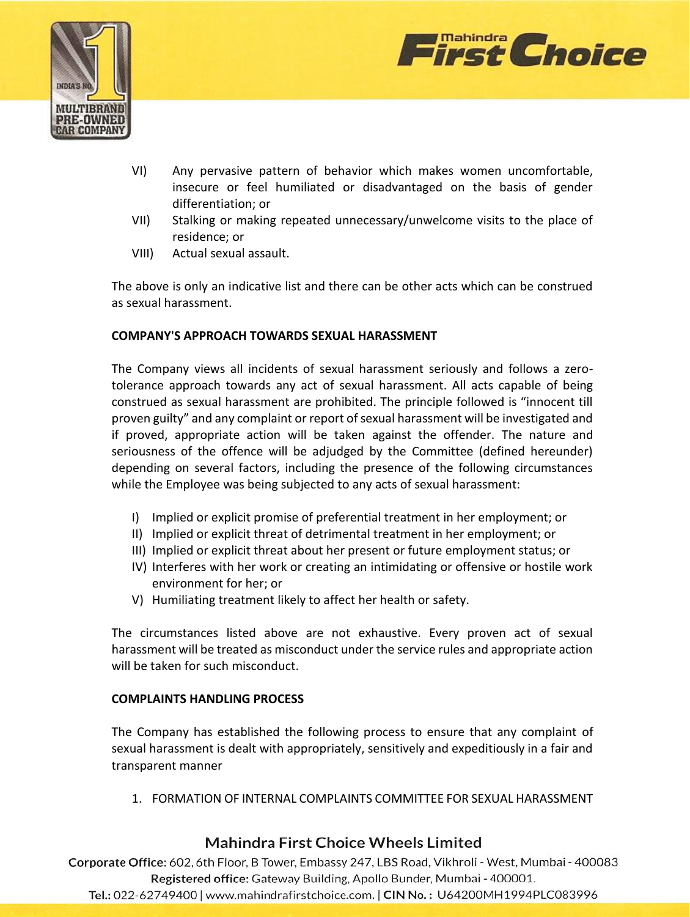VI) Any pervasive pattern of behavior which makes women uncomfortable, insecure or feel humiliated or disadvantaged on the basis of gender differentiation; or

VII) Stalking or making repeated unnecessary/unwelcome visits to the place of residence; or

VIII) Actual sexual assault.

The above is only an indicative list and there can be other acts which can be construed as sexual harassment.

**COMPANY'S APPROACH TOWARDS SEXUAL HARASSMENT**

The Company views all incidents of sexual harassment seriously and follows a zero-tolerance approach towards any act of sexual harassment. All acts capable of being construed as sexual harassment are prohibited. The principle followed is "innocent till proven guilty" and any complaint or report of sexual harassment will be investigated and if proved, appropriate action will be taken against the offender. The nature and seriousness of the offence will be adjudged by the Committee (defined hereunder) depending on several factors, including the presence of the following circumstances while the Employee was being subjected to any acts of sexual harassment:

I) Implied or explicit promise of preferential treatment in her employment; or

II) Implied or explicit threat of detrimental treatment in her employment; or

III) Implied or explicit threat about her present or future employment status; or

IV) Interferes with her work or creating an intimidating or offensive or hostile work environment for her; or

V) Humiliating treatment likely to affect her health or safety.

The circumstances listed above are not exhaustive. Every proven act of sexual harassment will be treated as misconduct under the service rules and appropriate action will be taken for such misconduct.

**COMPLAINTS HANDLING PROCESS**

The Company has established the following process to ensure that any complaint of sexual harassment is dealt with appropriately, sensitively and expeditiously in a fair and transparent manner

1. FORMATION OF INTERNAL COMPLAINTS COMMITTEE FOR SEXUAL HARASSMENT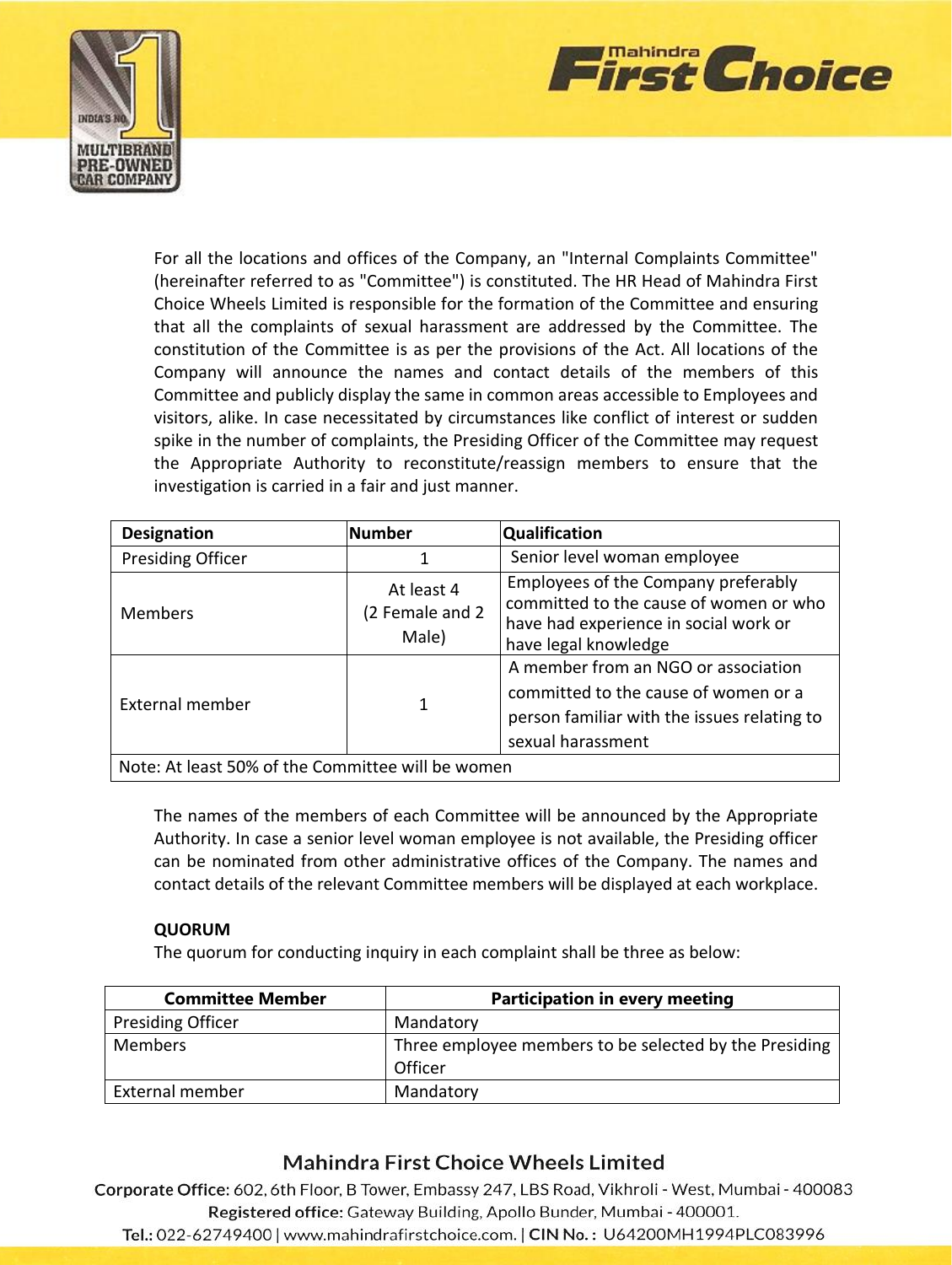For all the locations and offices of the Company, an "Internal Complaints Committee" (hereinafter referred to as "Committee") is constituted. The HR Head of Mahindra First Choice Wheels Limited is responsible for the formation of the Committee and ensuring that all the complaints of sexual harassment are addressed by the Committee. The constitution of the Committee is as per the provisions of the Act. All locations of the Company will announce the names and contact details of the members of this Committee and publicly display the same in common areas accessible to Employees and visitors, alike. In case necessitated by circumstances like conflict of interest or sudden spike in the number of complaints, the Presiding Officer of the Committee may request the Appropriate Authority to reconstitute/reassign members to ensure that the investigation is carried in a fair and just manner.

| Designation | Number | Qualification |
|---|---|---|
| Presiding Officer | 1 | Senior level woman employee |
| Members | At least 4 (2 Female and 2 Male) | Employees of the Company preferably committed to the cause of women or who have had experience in social work or have legal knowledge |
| External member | 1 | A member from an NGO or association committed to the cause of women or a person familiar with the issues relating to sexual harassment |
| Note: At least 50% of the Committee will be women | | |

The names of the members of each Committee will be announced by the Appropriate Authority. In case a senior level woman employee is not available, the Presiding officer can be nominated from other administrative offices of the Company. The names and contact details of the relevant Committee members will be displayed at each workplace.

**QUORUM**

The quorum for conducting inquiry in each complaint shall be three as below:

| Committee Member | Participation in every meeting |
|---|---|
| Presiding Officer | Mandatory |
| Members | Three employee members to be selected by the Presiding Officer |
| External member | Mandatory |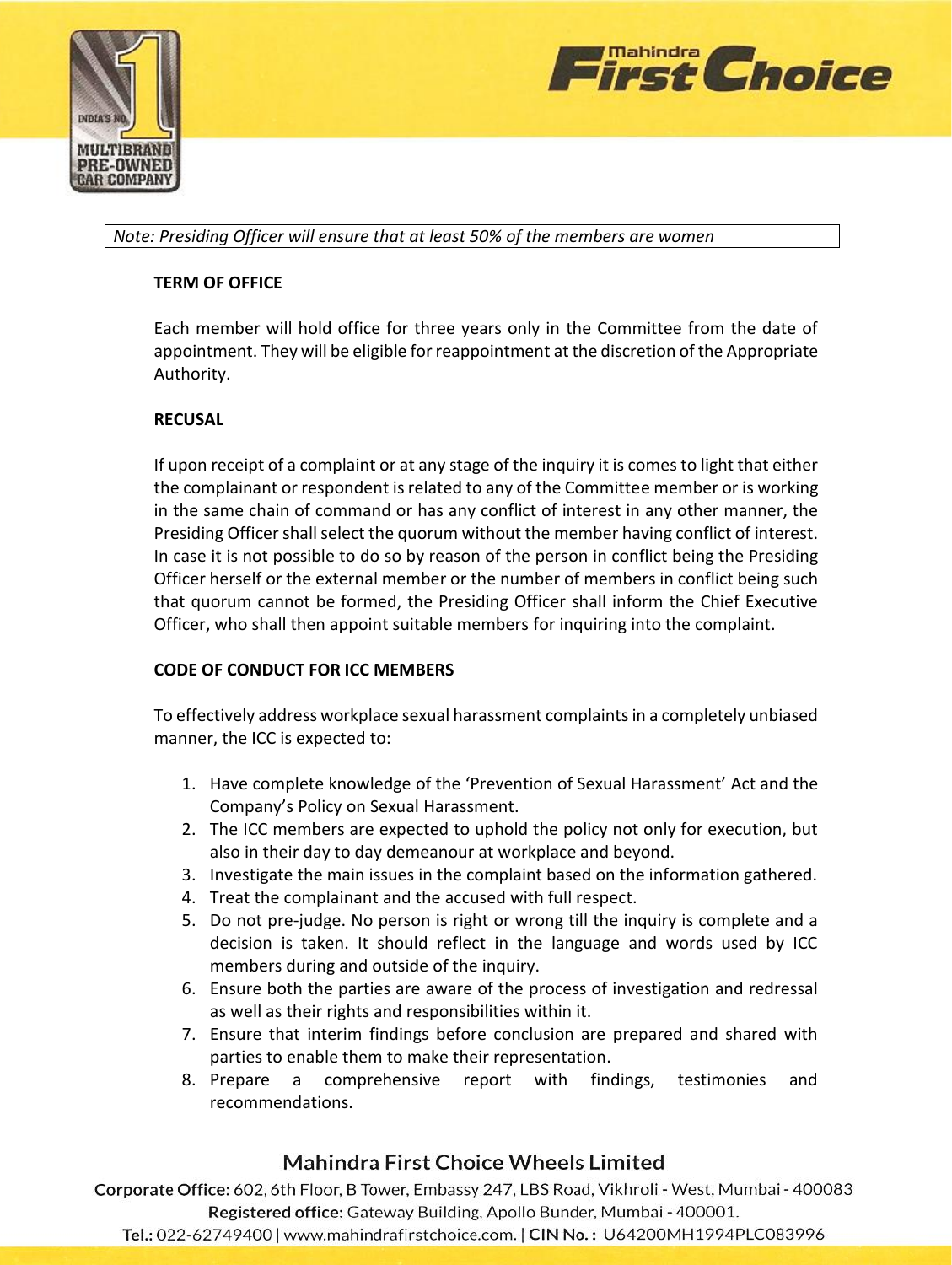*Note: Presiding Officer will ensure that at least 50% of the members are women*

**TERM OF OFFICE**

Each member will hold office for three years only in the Committee from the date of appointment. They will be eligible for reappointment at the discretion of the Appropriate Authority.

**RECUSAL**

If upon receipt of a complaint or at any stage of the inquiry it is comes to light that either the complainant or respondent is related to any of the Committee member or is working in the same chain of command or has any conflict of interest in any other manner, the Presiding Officer shall select the quorum without the member having conflict of interest. In case it is not possible to do so by reason of the person in conflict being the Presiding Officer herself or the external member or the number of members in conflict being such that quorum cannot be formed, the Presiding Officer shall inform the Chief Executive Officer, who shall then appoint suitable members for inquiring into the complaint.

**CODE OF CONDUCT FOR ICC MEMBERS**

To effectively address workplace sexual harassment complaints in a completely unbiased manner, the ICC is expected to:

1. Have complete knowledge of the 'Prevention of Sexual Harassment' Act and the Company's Policy on Sexual Harassment.
2. The ICC members are expected to uphold the policy not only for execution, but also in their day to day demeanour at workplace and beyond.
3. Investigate the main issues in the complaint based on the information gathered.
4. Treat the complainant and the accused with full respect.
5. Do not pre-judge. No person is right or wrong till the inquiry is complete and a decision is taken. It should reflect in the language and words used by ICC members during and outside of the inquiry.
6. Ensure both the parties are aware of the process of investigation and redressal as well as their rights and responsibilities within it.
7. Ensure that interim findings before conclusion are prepared and shared with parties to enable them to make their representation.
8. Prepare a comprehensive report with findings, testimonies and recommendations.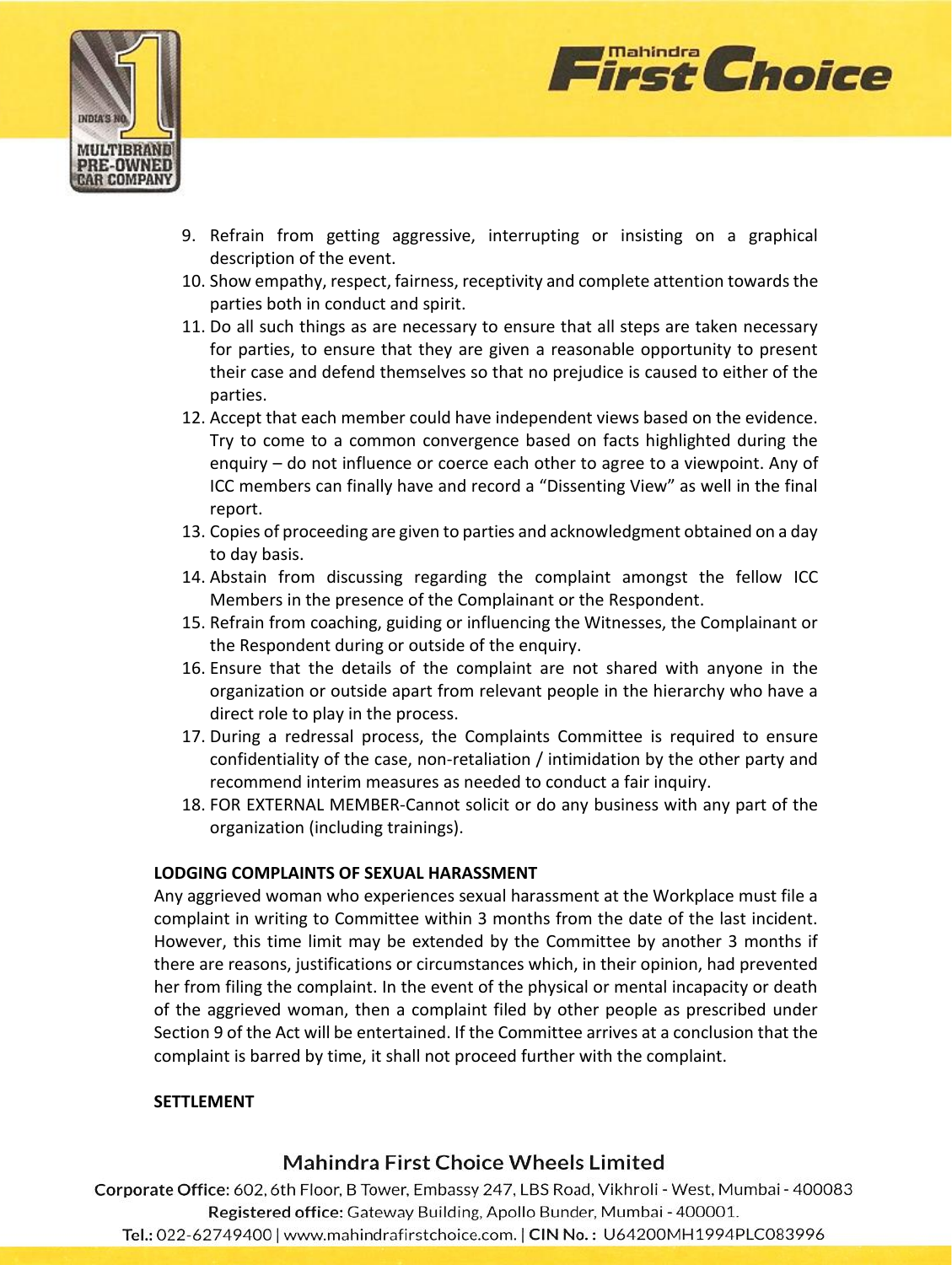9. Refrain from getting aggressive, interrupting or insisting on a graphical description of the event.
10. Show empathy, respect, fairness, receptivity and complete attention towards the parties both in conduct and spirit.
11. Do all such things as are necessary to ensure that all steps are taken necessary for parties, to ensure that they are given a reasonable opportunity to present their case and defend themselves so that no prejudice is caused to either of the parties.
12. Accept that each member could have independent views based on the evidence. Try to come to a common convergence based on facts highlighted during the enquiry – do not influence or coerce each other to agree to a viewpoint. Any of ICC members can finally have and record a "Dissenting View" as well in the final report.
13. Copies of proceeding are given to parties and acknowledgment obtained on a day to day basis.
14. Abstain from discussing regarding the complaint amongst the fellow ICC Members in the presence of the Complainant or the Respondent.
15. Refrain from coaching, guiding or influencing the Witnesses, the Complainant or the Respondent during or outside of the enquiry.
16. Ensure that the details of the complaint are not shared with anyone in the organization or outside apart from relevant people in the hierarchy who have a direct role to play in the process.
17. During a redressal process, the Complaints Committee is required to ensure confidentiality of the case, non-retaliation / intimidation by the other party and recommend interim measures as needed to conduct a fair inquiry.
18. FOR EXTERNAL MEMBER-Cannot solicit or do any business with any part of the organization (including trainings).

**LODGING COMPLAINTS OF SEXUAL HARASSMENT**

Any aggrieved woman who experiences sexual harassment at the Workplace must file a complaint in writing to Committee within 3 months from the date of the last incident. However, this time limit may be extended by the Committee by another 3 months if there are reasons, justifications or circumstances which, in their opinion, had prevented her from filing the complaint. In the event of the physical or mental incapacity or death of the aggrieved woman, then a complaint filed by other people as prescribed under Section 9 of the Act will be entertained. If the Committee arrives at a conclusion that the complaint is barred by time, it shall not proceed further with the complaint.

**SETTLEMENT**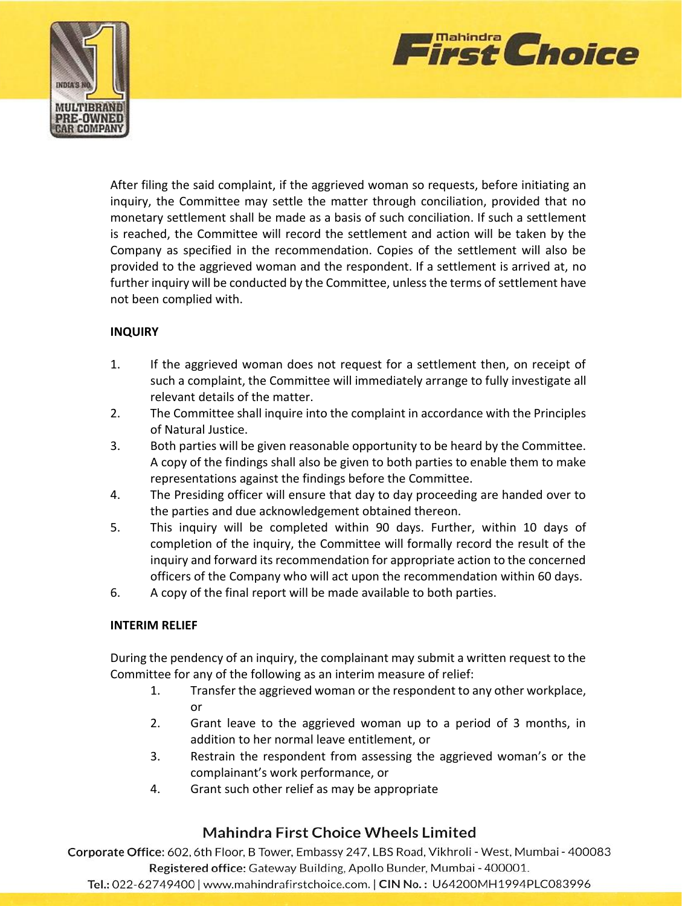After filing the said complaint, if the aggrieved woman so requests, before initiating an inquiry, the Committee may settle the matter through conciliation, provided that no monetary settlement shall be made as a basis of such conciliation. If such a settlement is reached, the Committee will record the settlement and action will be taken by the Company as specified in the recommendation. Copies of the settlement will also be provided to the aggrieved woman and the respondent. If a settlement is arrived at, no further inquiry will be conducted by the Committee, unless the terms of settlement have not been complied with.

**INQUIRY**

1. If the aggrieved woman does not request for a settlement then, on receipt of such a complaint, the Committee will immediately arrange to fully investigate all relevant details of the matter.
2. The Committee shall inquire into the complaint in accordance with the Principles of Natural Justice.
3. Both parties will be given reasonable opportunity to be heard by the Committee. A copy of the findings shall also be given to both parties to enable them to make representations against the findings before the Committee.
4. The Presiding officer will ensure that day to day proceeding are handed over to the parties and due acknowledgement obtained thereon.
5. This inquiry will be completed within 90 days. Further, within 10 days of completion of the inquiry, the Committee will formally record the result of the inquiry and forward its recommendation for appropriate action to the concerned officers of the Company who will act upon the recommendation within 60 days.
6. A copy of the final report will be made available to both parties.

**INTERIM RELIEF**

During the pendency of an inquiry, the complainant may submit a written request to the Committee for any of the following as an interim measure of relief:

1. Transfer the aggrieved woman or the respondent to any other workplace, or
2. Grant leave to the aggrieved woman up to a period of 3 months, in addition to her normal leave entitlement, or
3. Restrain the respondent from assessing the aggrieved woman's or the complainant's work performance, or
4. Grant such other relief as may be appropriate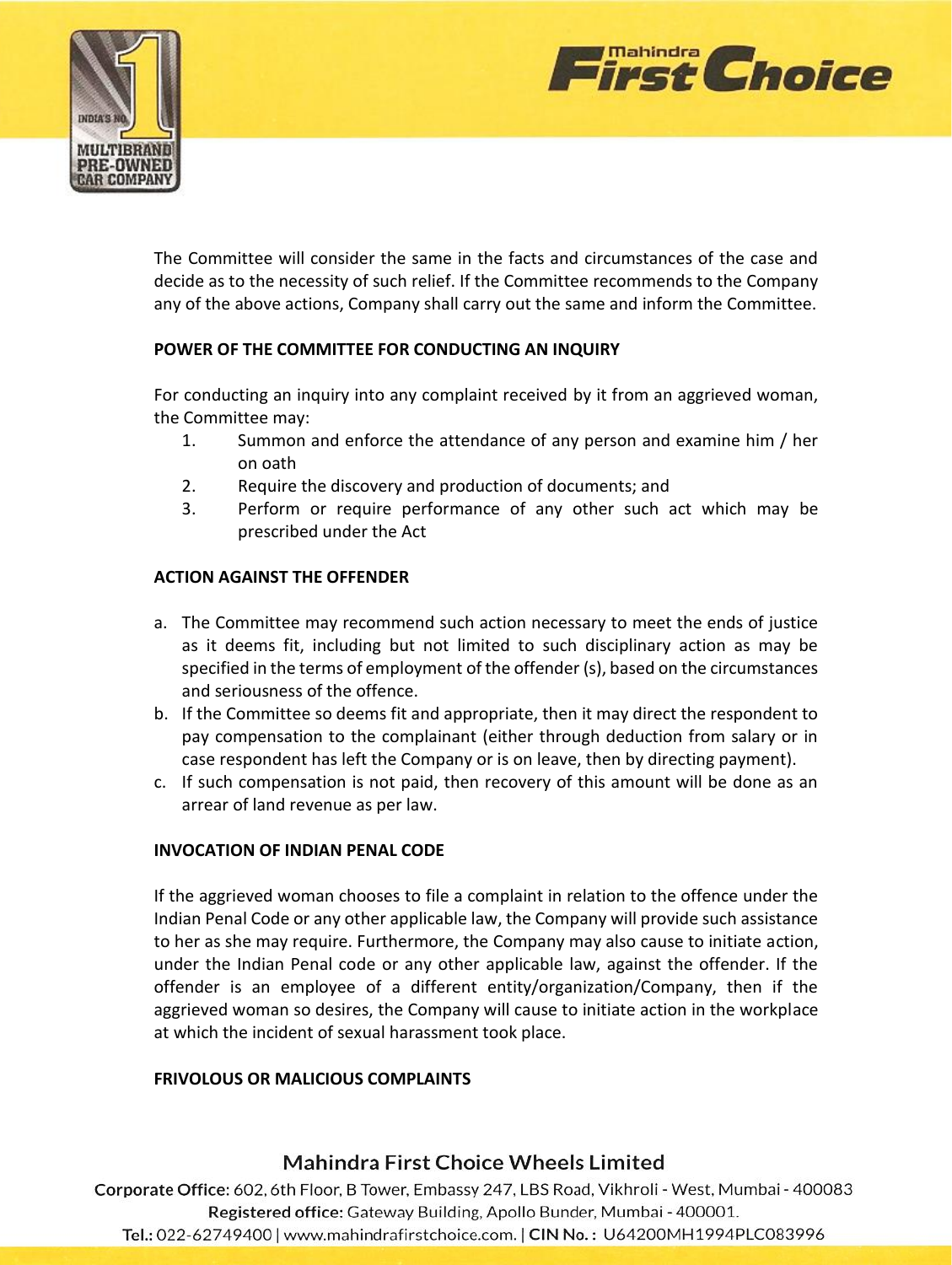The Committee will consider the same in the facts and circumstances of the case and decide as to the necessity of such relief. If the Committee recommends to the Company any of the above actions, Company shall carry out the same and inform the Committee.

**POWER OF THE COMMITTEE FOR CONDUCTING AN INQUIRY**

For conducting an inquiry into any complaint received by it from an aggrieved woman, the Committee may:

1. Summon and enforce the attendance of any person and examine him / her on oath
2. Require the discovery and production of documents; and
3. Perform or require performance of any other such act which may be prescribed under the Act

**ACTION AGAINST THE OFFENDER**

a. The Committee may recommend such action necessary to meet the ends of justice as it deems fit, including but not limited to such disciplinary action as may be specified in the terms of employment of the offender (s), based on the circumstances and seriousness of the offence.
b. If the Committee so deems fit and appropriate, then it may direct the respondent to pay compensation to the complainant (either through deduction from salary or in case respondent has left the Company or is on leave, then by directing payment).
c. If such compensation is not paid, then recovery of this amount will be done as an arrear of land revenue as per law.

**INVOCATION OF INDIAN PENAL CODE**

If the aggrieved woman chooses to file a complaint in relation to the offence under the Indian Penal Code or any other applicable law, the Company will provide such assistance to her as she may require. Furthermore, the Company may also cause to initiate action, under the Indian Penal code or any other applicable law, against the offender. If the offender is an employee of a different entity/organization/Company, then if the aggrieved woman so desires, the Company will cause to initiate action in the workplace at which the incident of sexual harassment took place.

**FRIVOLOUS OR MALICIOUS COMPLAINTS**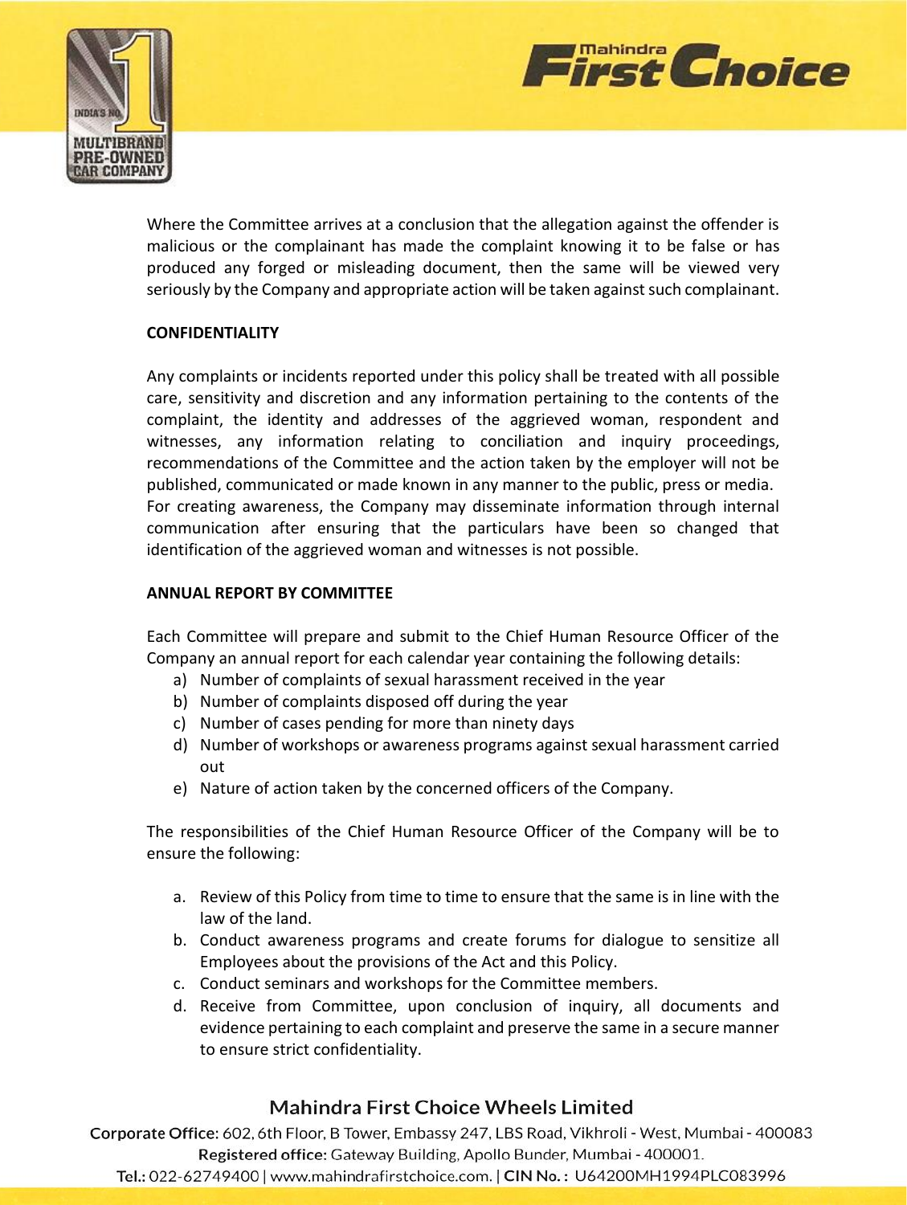Where the Committee arrives at a conclusion that the allegation against the offender is malicious or the complainant has made the complaint knowing it to be false or has produced any forged or misleading document, then the same will be viewed very seriously by the Company and appropriate action will be taken against such complainant.

**CONFIDENTIALITY**

Any complaints or incidents reported under this policy shall be treated with all possible care, sensitivity and discretion and any information pertaining to the contents of the complaint, the identity and addresses of the aggrieved woman, respondent and witnesses, any information relating to conciliation and inquiry proceedings, recommendations of the Committee and the action taken by the employer will not be published, communicated or made known in any manner to the public, press or media. For creating awareness, the Company may disseminate information through internal communication after ensuring that the particulars have been so changed that identification of the aggrieved woman and witnesses is not possible.

**ANNUAL REPORT BY COMMITTEE**

Each Committee will prepare and submit to the Chief Human Resource Officer of the Company an annual report for each calendar year containing the following details:

a) Number of complaints of sexual harassment received in the year
b) Number of complaints disposed off during the year
c) Number of cases pending for more than ninety days
d) Number of workshops or awareness programs against sexual harassment carried out
e) Nature of action taken by the concerned officers of the Company.

The responsibilities of the Chief Human Resource Officer of the Company will be to ensure the following:

a. Review of this Policy from time to time to ensure that the same is in line with the law of the land.
b. Conduct awareness programs and create forums for dialogue to sensitize all Employees about the provisions of the Act and this Policy.
c. Conduct seminars and workshops for the Committee members.
d. Receive from Committee, upon conclusion of inquiry, all documents and evidence pertaining to each complaint and preserve the same in a secure manner to ensure strict confidentiality.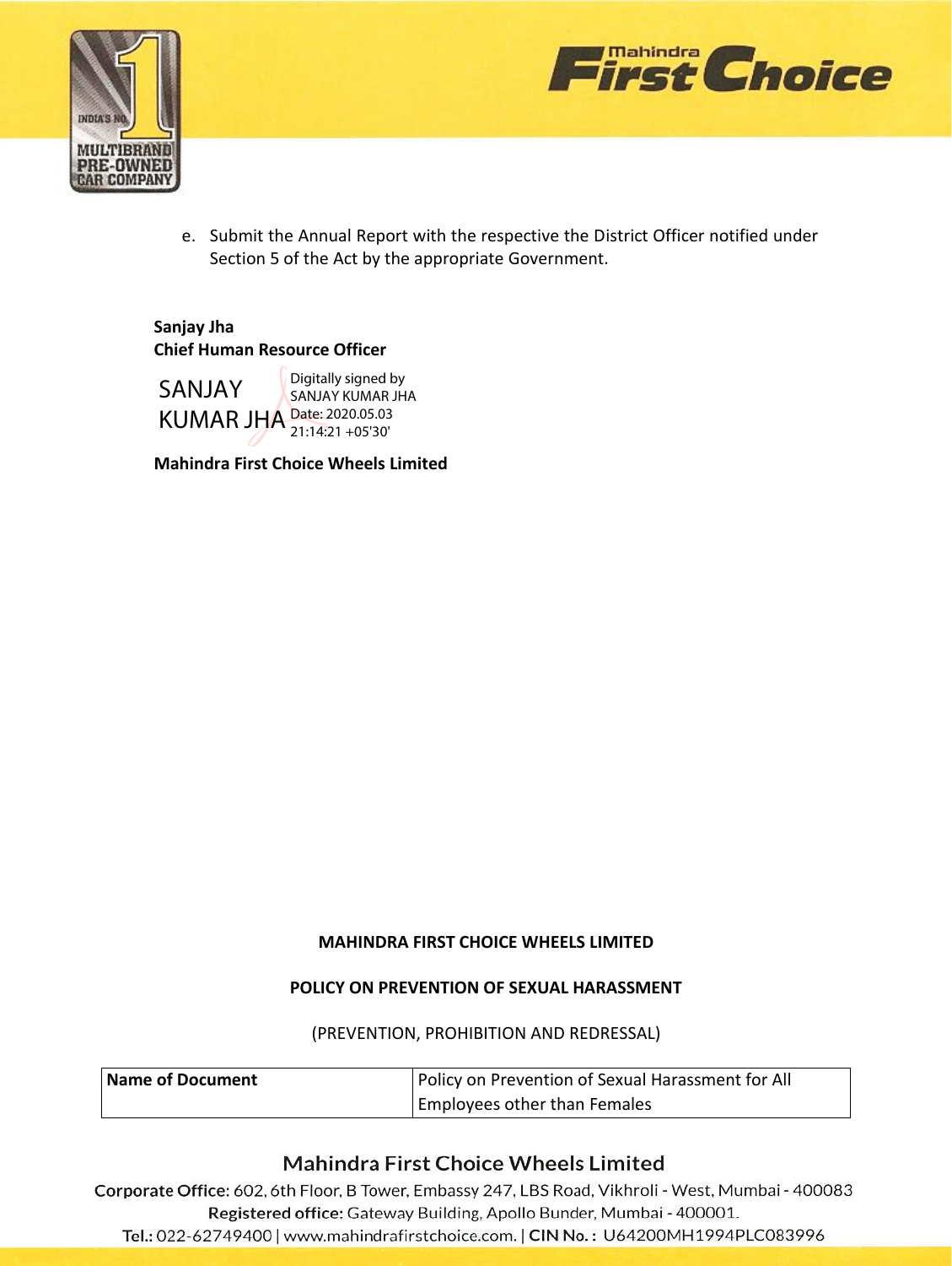e. Submit the Annual Report with the respective the District Officer notified under Section 5 of the Act by the appropriate Government.

**Sanjay Jha**
**Chief Human Resource Officer**

SANJAY KUMAR JHA Digitally signed by SANJAY KUMAR JHA Date: 2020.05.03 21:14:21 +05'30'

**Mahindra First Choice Wheels Limited**

**MAHINDRA FIRST CHOICE WHEELS LIMITED**

**POLICY ON PREVENTION OF SEXUAL HARASSMENT**

(PREVENTION, PROHIBITION AND REDRESSAL)

| **Name of Document** | Policy on Prevention of Sexual Harassment for All Employees other than Females |
|---|---|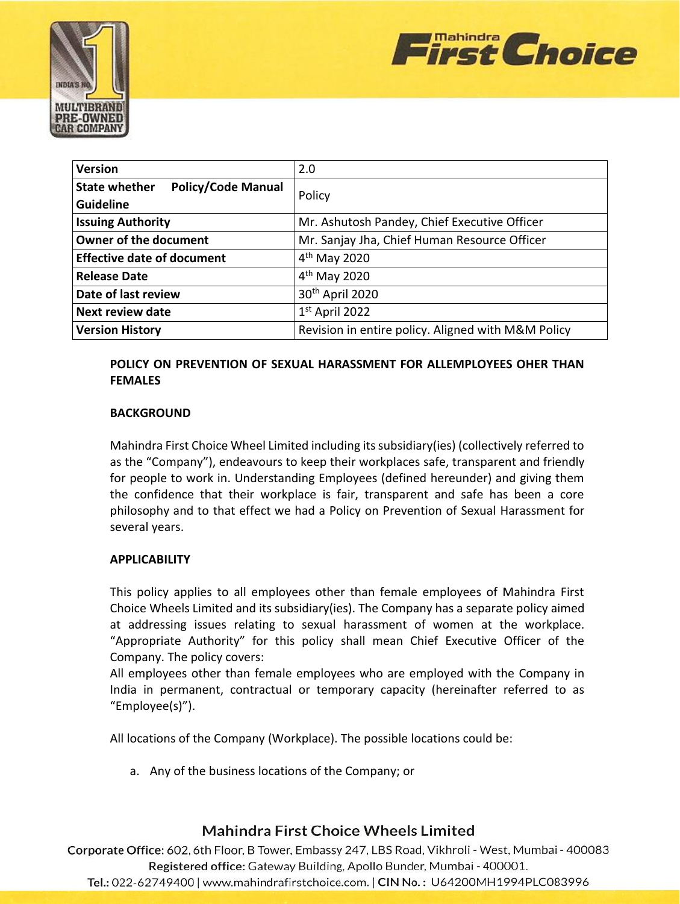| Version | 2.0 |
| --- | --- |
| State whether Policy/Code Manual Guideline | Policy |
| Issuing Authority | Mr. Ashutosh Pandey, Chief Executive Officer |
| Owner of the document | Mr. Sanjay Jha, Chief Human Resource Officer |
| Effective date of document | 4th May 2020 |
| Release Date | 4th May 2020 |
| Date of last review | 30th April 2020 |
| Next review date | 1st April 2022 |
| Version History | Revision in entire policy. Aligned with M&M Policy |

**POLICY ON PREVENTION OF SEXUAL HARASSMENT FOR ALLEMPLOYEES OHER THAN FEMALES**

**BACKGROUND**

Mahindra First Choice Wheel Limited including its subsidiary(ies) (collectively referred to as the "Company"), endeavours to keep their workplaces safe, transparent and friendly for people to work in. Understanding Employees (defined hereunder) and giving them the confidence that their workplace is fair, transparent and safe has been a core philosophy and to that effect we had a Policy on Prevention of Sexual Harassment for several years.

**APPLICABILITY**

This policy applies to all employees other than female employees of Mahindra First Choice Wheels Limited and its subsidiary(ies). The Company has a separate policy aimed at addressing issues relating to sexual harassment of women at the workplace. "Appropriate Authority" for this policy shall mean Chief Executive Officer of the Company. The policy covers:

All employees other than female employees who are employed with the Company in India in permanent, contractual or temporary capacity (hereinafter referred to as "Employee(s)").

All locations of the Company (Workplace). The possible locations could be:

a. Any of the business locations of the Company; or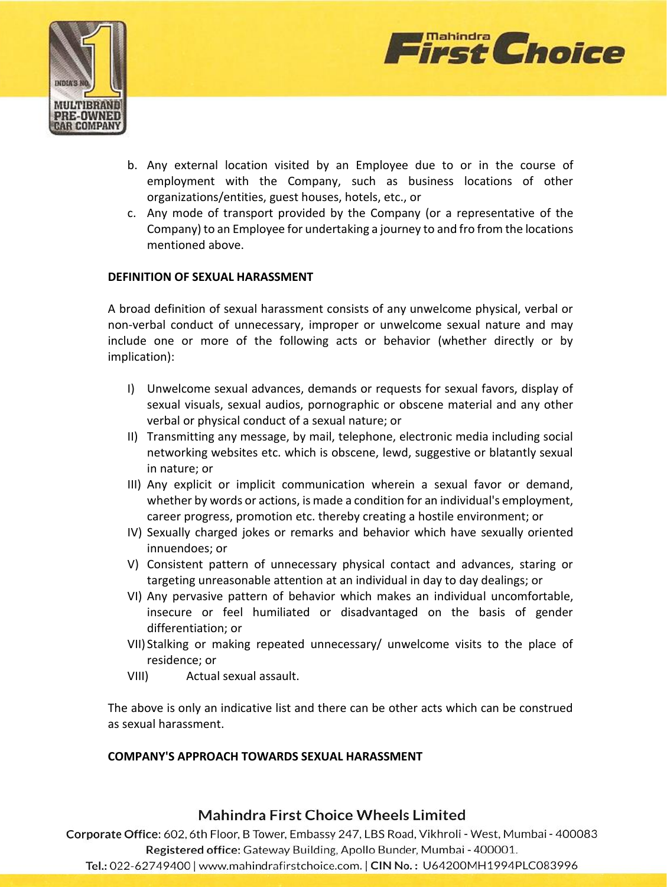b. Any external location visited by an Employee due to or in the course of employment with the Company, such as business locations of other organizations/entities, guest houses, hotels, etc., or
c. Any mode of transport provided by the Company (or a representative of the Company) to an Employee for undertaking a journey to and fro from the locations mentioned above.

**DEFINITION OF SEXUAL HARASSMENT**

A broad definition of sexual harassment consists of any unwelcome physical, verbal or non-verbal conduct of unnecessary, improper or unwelcome sexual nature and may include one or more of the following acts or behavior (whether directly or by implication):

I) Unwelcome sexual advances, demands or requests for sexual favors, display of sexual visuals, sexual audios, pornographic or obscene material and any other verbal or physical conduct of a sexual nature; or
II) Transmitting any message, by mail, telephone, electronic media including social networking websites etc. which is obscene, lewd, suggestive or blatantly sexual in nature; or
III) Any explicit or implicit communication wherein a sexual favor or demand, whether by words or actions, is made a condition for an individual's employment, career progress, promotion etc. thereby creating a hostile environment; or
IV) Sexually charged jokes or remarks and behavior which have sexually oriented innuendoes; or
V) Consistent pattern of unnecessary physical contact and advances, staring or targeting unreasonable attention at an individual in day to day dealings; or
VI) Any pervasive pattern of behavior which makes an individual uncomfortable, insecure or feel humiliated or disadvantaged on the basis of gender differentiation; or
VII) Stalking or making repeated unnecessary/ unwelcome visits to the place of residence; or
VIII) Actual sexual assault.

The above is only an indicative list and there can be other acts which can be construed as sexual harassment.

**COMPANY'S APPROACH TOWARDS SEXUAL HARASSMENT**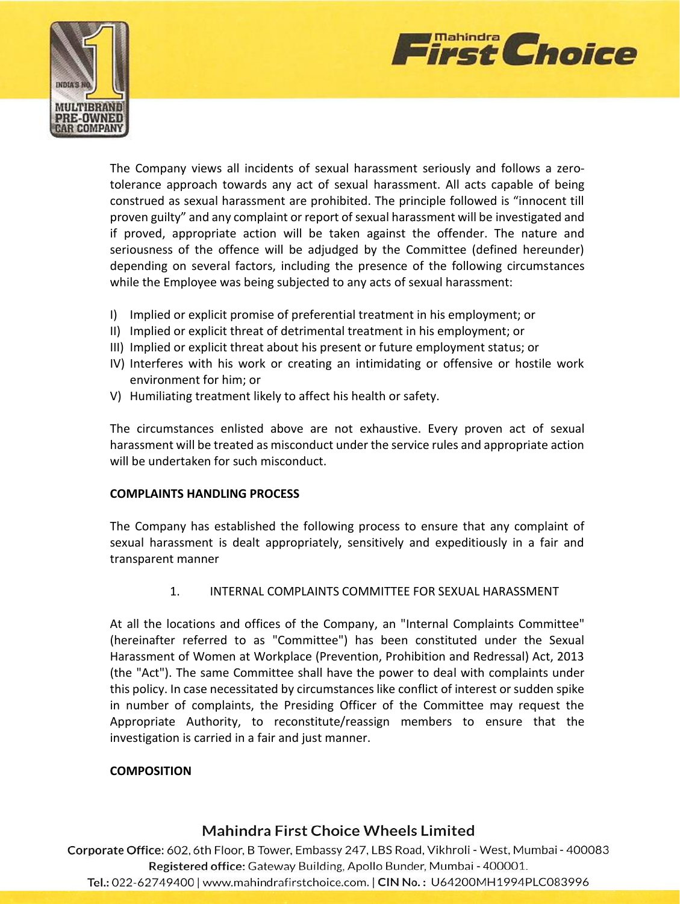The Company views all incidents of sexual harassment seriously and follows a zero-tolerance approach towards any act of sexual harassment. All acts capable of being construed as sexual harassment are prohibited. The principle followed is "innocent till proven guilty" and any complaint or report of sexual harassment will be investigated and if proved, appropriate action will be taken against the offender. The nature and seriousness of the offence will be adjudged by the Committee (defined hereunder) depending on several factors, including the presence of the following circumstances while the Employee was being subjected to any acts of sexual harassment:

I) Implied or explicit promise of preferential treatment in his employment; or
II) Implied or explicit threat of detrimental treatment in his employment; or
III) Implied or explicit threat about his present or future employment status; or
IV) Interferes with his work or creating an intimidating or offensive or hostile work environment for him; or
V) Humiliating treatment likely to affect his health or safety.

The circumstances enlisted above are not exhaustive. Every proven act of sexual harassment will be treated as misconduct under the service rules and appropriate action will be undertaken for such misconduct.

**COMPLAINTS HANDLING PROCESS**

The Company has established the following process to ensure that any complaint of sexual harassment is dealt appropriately, sensitively and expeditiously in a fair and transparent manner

1. INTERNAL COMPLAINTS COMMITTEE FOR SEXUAL HARASSMENT

At all the locations and offices of the Company, an "Internal Complaints Committee" (hereinafter referred to as "Committee") has been constituted under the Sexual Harassment of Women at Workplace (Prevention, Prohibition and Redressal) Act, 2013 (the "Act"). The same Committee shall have the power to deal with complaints under this policy. In case necessitated by circumstances like conflict of interest or sudden spike in number of complaints, the Presiding Officer of the Committee may request the Appropriate Authority, to reconstitute/reassign members to ensure that the investigation is carried in a fair and just manner.

**COMPOSITION**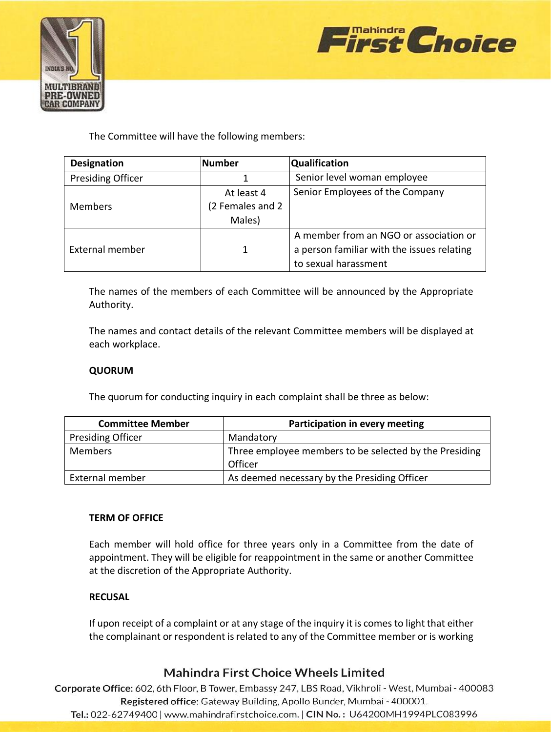The Committee will have the following members:

| Designation | Number | Qualification |
| --- | --- | --- |
| Presiding Officer | 1 | Senior level woman employee |
| Members | At least 4 (2 Females and 2 Males) | Senior Employees of the Company |
| External member | 1 | A member from an NGO or association or a person familiar with the issues relating to sexual harassment |

The names of the members of each Committee will be announced by the Appropriate Authority.

The names and contact details of the relevant Committee members will be displayed at each workplace.

**QUORUM**

The quorum for conducting inquiry in each complaint shall be three as below:

| Committee Member | Participation in every meeting |
| --- | --- |
| Presiding Officer | Mandatory |
| Members | Three employee members to be selected by the Presiding Officer |
| External member | As deemed necessary by the Presiding Officer |

**TERM OF OFFICE**

Each member will hold office for three years only in a Committee from the date of appointment. They will be eligible for reappointment in the same or another Committee at the discretion of the Appropriate Authority.

**RECUSAL**

If upon receipt of a complaint or at any stage of the inquiry it is comes to light that either the complainant or respondent is related to any of the Committee member or is working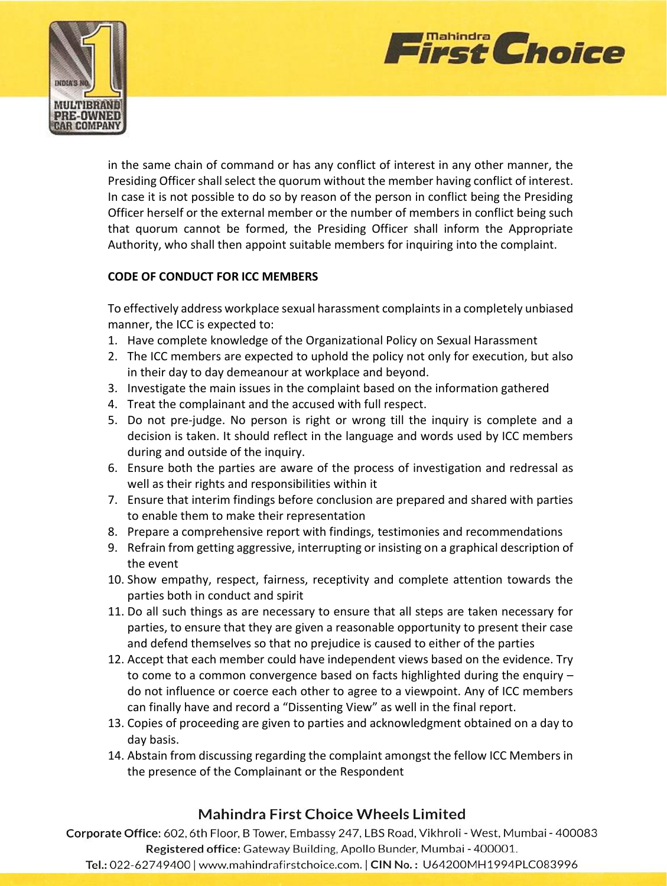in the same chain of command or has any conflict of interest in any other manner, the Presiding Officer shall select the quorum without the member having conflict of interest. In case it is not possible to do so by reason of the person in conflict being the Presiding Officer herself or the external member or the number of members in conflict being such that quorum cannot be formed, the Presiding Officer shall inform the Appropriate Authority, who shall then appoint suitable members for inquiring into the complaint.

**CODE OF CONDUCT FOR ICC MEMBERS**

To effectively address workplace sexual harassment complaints in a completely unbiased manner, the ICC is expected to:

1. Have complete knowledge of the Organizational Policy on Sexual Harassment
2. The ICC members are expected to uphold the policy not only for execution, but also in their day to day demeanour at workplace and beyond.
3. Investigate the main issues in the complaint based on the information gathered
4. Treat the complainant and the accused with full respect.
5. Do not pre-judge. No person is right or wrong till the inquiry is complete and a decision is taken. It should reflect in the language and words used by ICC members during and outside of the inquiry.
6. Ensure both the parties are aware of the process of investigation and redressal as well as their rights and responsibilities within it
7. Ensure that interim findings before conclusion are prepared and shared with parties to enable them to make their representation
8. Prepare a comprehensive report with findings, testimonies and recommendations
9. Refrain from getting aggressive, interrupting or insisting on a graphical description of the event
10. Show empathy, respect, fairness, receptivity and complete attention towards the parties both in conduct and spirit
11. Do all such things as are necessary to ensure that all steps are taken necessary for parties, to ensure that they are given a reasonable opportunity to present their case and defend themselves so that no prejudice is caused to either of the parties
12. Accept that each member could have independent views based on the evidence. Try to come to a common convergence based on facts highlighted during the enquiry – do not influence or coerce each other to agree to a viewpoint. Any of ICC members can finally have and record a "Dissenting View" as well in the final report.
13. Copies of proceeding are given to parties and acknowledgment obtained on a day to day basis.
14. Abstain from discussing regarding the complaint amongst the fellow ICC Members in the presence of the Complainant or the Respondent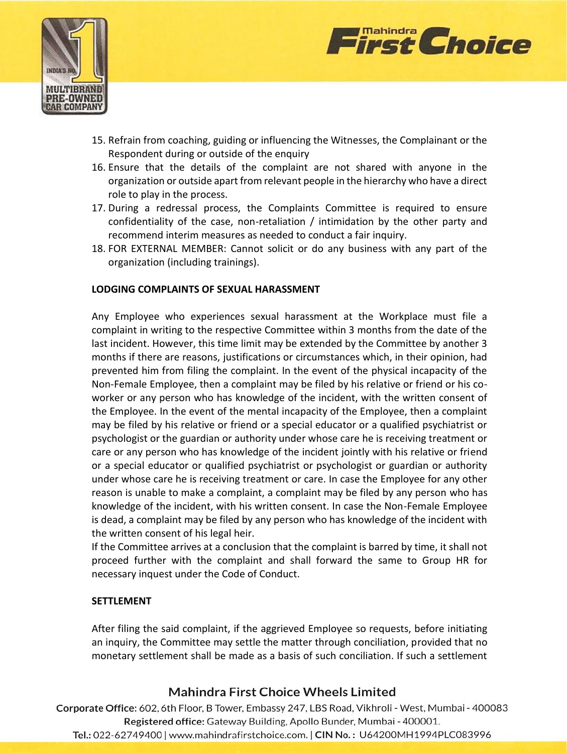15. Refrain from coaching, guiding or influencing the Witnesses, the Complainant or the Respondent during or outside of the enquiry
16. Ensure that the details of the complaint are not shared with anyone in the organization or outside apart from relevant people in the hierarchy who have a direct role to play in the process.
17. During a redressal process, the Complaints Committee is required to ensure confidentiality of the case, non-retaliation / intimidation by the other party and recommend interim measures as needed to conduct a fair inquiry.
18. FOR EXTERNAL MEMBER: Cannot solicit or do any business with any part of the organization (including trainings).

**LODGING COMPLAINTS OF SEXUAL HARASSMENT**

Any Employee who experiences sexual harassment at the Workplace must file a complaint in writing to the respective Committee within 3 months from the date of the last incident. However, this time limit may be extended by the Committee by another 3 months if there are reasons, justifications or circumstances which, in their opinion, had prevented him from filing the complaint. In the event of the physical incapacity of the Non-Female Employee, then a complaint may be filed by his relative or friend or his co-worker or any person who has knowledge of the incident, with the written consent of the Employee. In the event of the mental incapacity of the Employee, then a complaint may be filed by his relative or friend or a special educator or a qualified psychiatrist or psychologist or the guardian or authority under whose care he is receiving treatment or care or any person who has knowledge of the incident jointly with his relative or friend or a special educator or qualified psychiatrist or psychologist or guardian or authority under whose care he is receiving treatment or care. In case the Employee for any other reason is unable to make a complaint, a complaint may be filed by any person who has knowledge of the incident, with his written consent. In case the Non-Female Employee is dead, a complaint may be filed by any person who has knowledge of the incident with the written consent of his legal heir.

If the Committee arrives at a conclusion that the complaint is barred by time, it shall not proceed further with the complaint and shall forward the same to Group HR for necessary inquest under the Code of Conduct.

**SETTLEMENT**

After filing the said complaint, if the aggrieved Employee so requests, before initiating an inquiry, the Committee may settle the matter through conciliation, provided that no monetary settlement shall be made as a basis of such conciliation. If such a settlement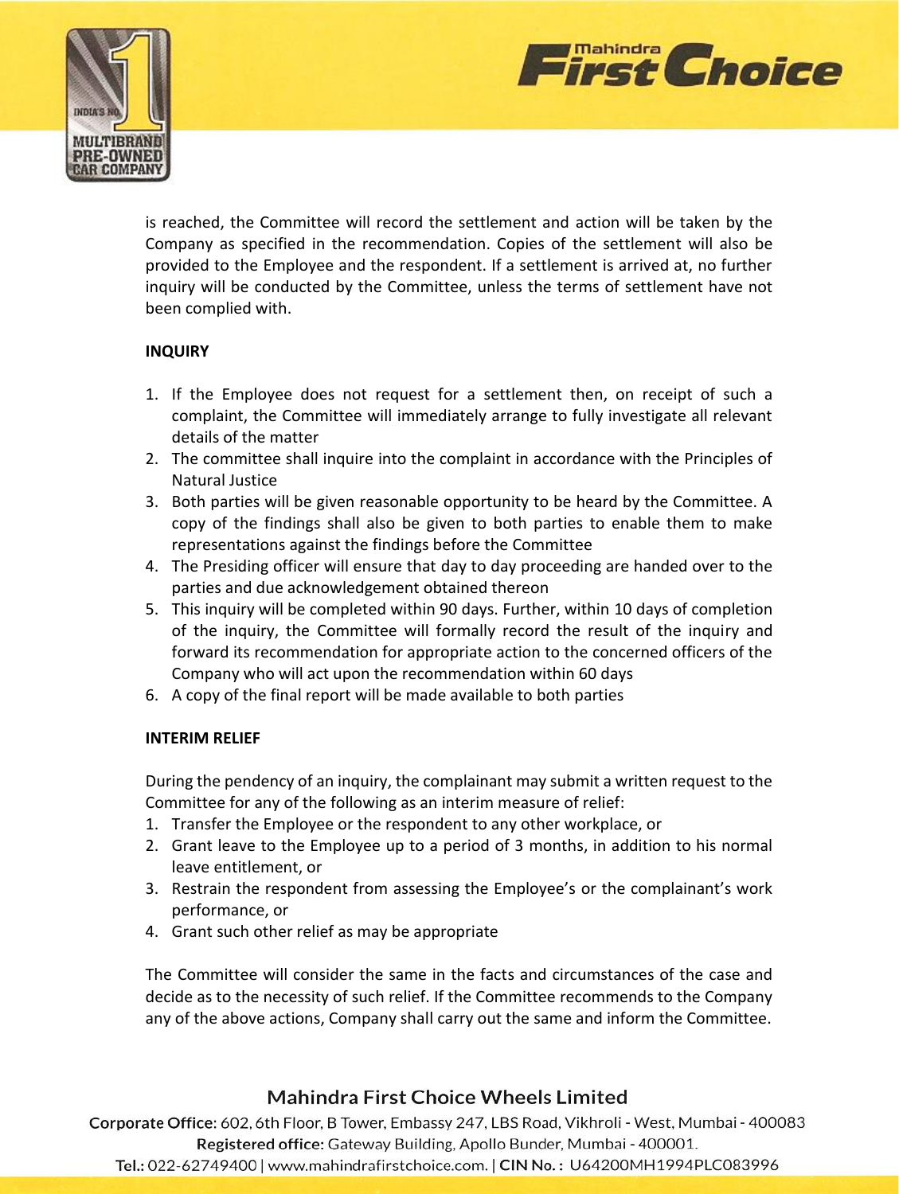is reached, the Committee will record the settlement and action will be taken by the Company as specified in the recommendation. Copies of the settlement will also be provided to the Employee and the respondent. If a settlement is arrived at, no further inquiry will be conducted by the Committee, unless the terms of settlement have not been complied with.

**INQUIRY**

1. If the Employee does not request for a settlement then, on receipt of such a complaint, the Committee will immediately arrange to fully investigate all relevant details of the matter
2. The committee shall inquire into the complaint in accordance with the Principles of Natural Justice
3. Both parties will be given reasonable opportunity to be heard by the Committee. A copy of the findings shall also be given to both parties to enable them to make representations against the findings before the Committee
4. The Presiding officer will ensure that day to day proceeding are handed over to the parties and due acknowledgement obtained thereon
5. This inquiry will be completed within 90 days. Further, within 10 days of completion of the inquiry, the Committee will formally record the result of the inquiry and forward its recommendation for appropriate action to the concerned officers of the Company who will act upon the recommendation within 60 days
6. A copy of the final report will be made available to both parties

**INTERIM RELIEF**

During the pendency of an inquiry, the complainant may submit a written request to the Committee for any of the following as an interim measure of relief:

1. Transfer the Employee or the respondent to any other workplace, or
2. Grant leave to the Employee up to a period of 3 months, in addition to his normal leave entitlement, or
3. Restrain the respondent from assessing the Employee's or the complainant's work performance, or
4. Grant such other relief as may be appropriate

The Committee will consider the same in the facts and circumstances of the case and decide as to the necessity of such relief. If the Committee recommends to the Company any of the above actions, Company shall carry out the same and inform the Committee.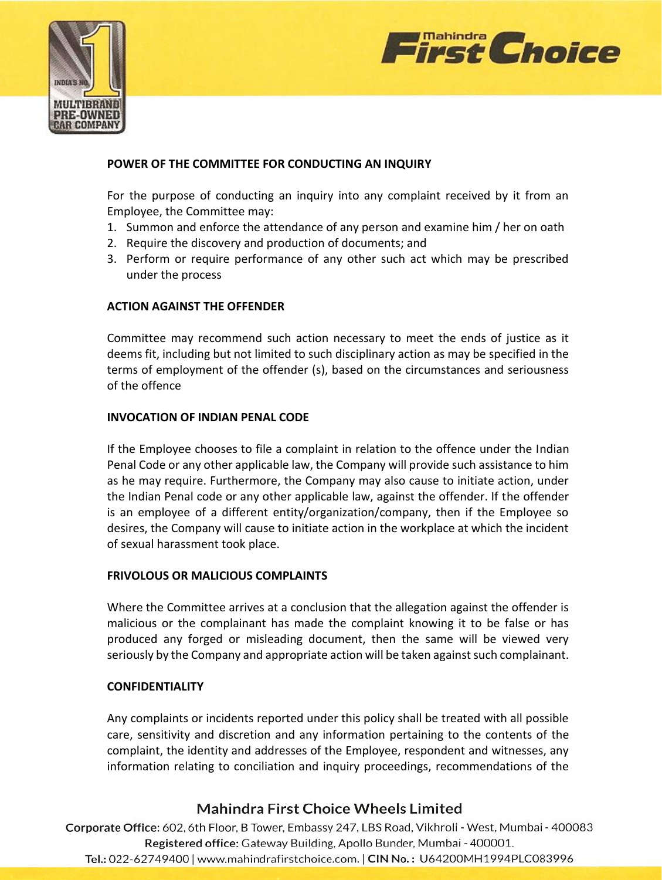**POWER OF THE COMMITTEE FOR CONDUCTING AN INQUIRY**

For the purpose of conducting an inquiry into any complaint received by it from an Employee, the Committee may:

1. Summon and enforce the attendance of any person and examine him / her on oath
2. Require the discovery and production of documents; and
3. Perform or require performance of any other such act which may be prescribed under the process

**ACTION AGAINST THE OFFENDER**

Committee may recommend such action necessary to meet the ends of justice as it deems fit, including but not limited to such disciplinary action as may be specified in the terms of employment of the offender (s), based on the circumstances and seriousness of the offence

**INVOCATION OF INDIAN PENAL CODE**

If the Employee chooses to file a complaint in relation to the offence under the Indian Penal Code or any other applicable law, the Company will provide such assistance to him as he may require. Furthermore, the Company may also cause to initiate action, under the Indian Penal code or any other applicable law, against the offender. If the offender is an employee of a different entity/organization/company, then if the Employee so desires, the Company will cause to initiate action in the workplace at which the incident of sexual harassment took place.

**FRIVOLOUS OR MALICIOUS COMPLAINTS**

Where the Committee arrives at a conclusion that the allegation against the offender is malicious or the complainant has made the complaint knowing it to be false or has produced any forged or misleading document, then the same will be viewed very seriously by the Company and appropriate action will be taken against such complainant.

**CONFIDENTIALITY**

Any complaints or incidents reported under this policy shall be treated with all possible care, sensitivity and discretion and any information pertaining to the contents of the complaint, the identity and addresses of the Employee, respondent and witnesses, any information relating to conciliation and inquiry proceedings, recommendations of the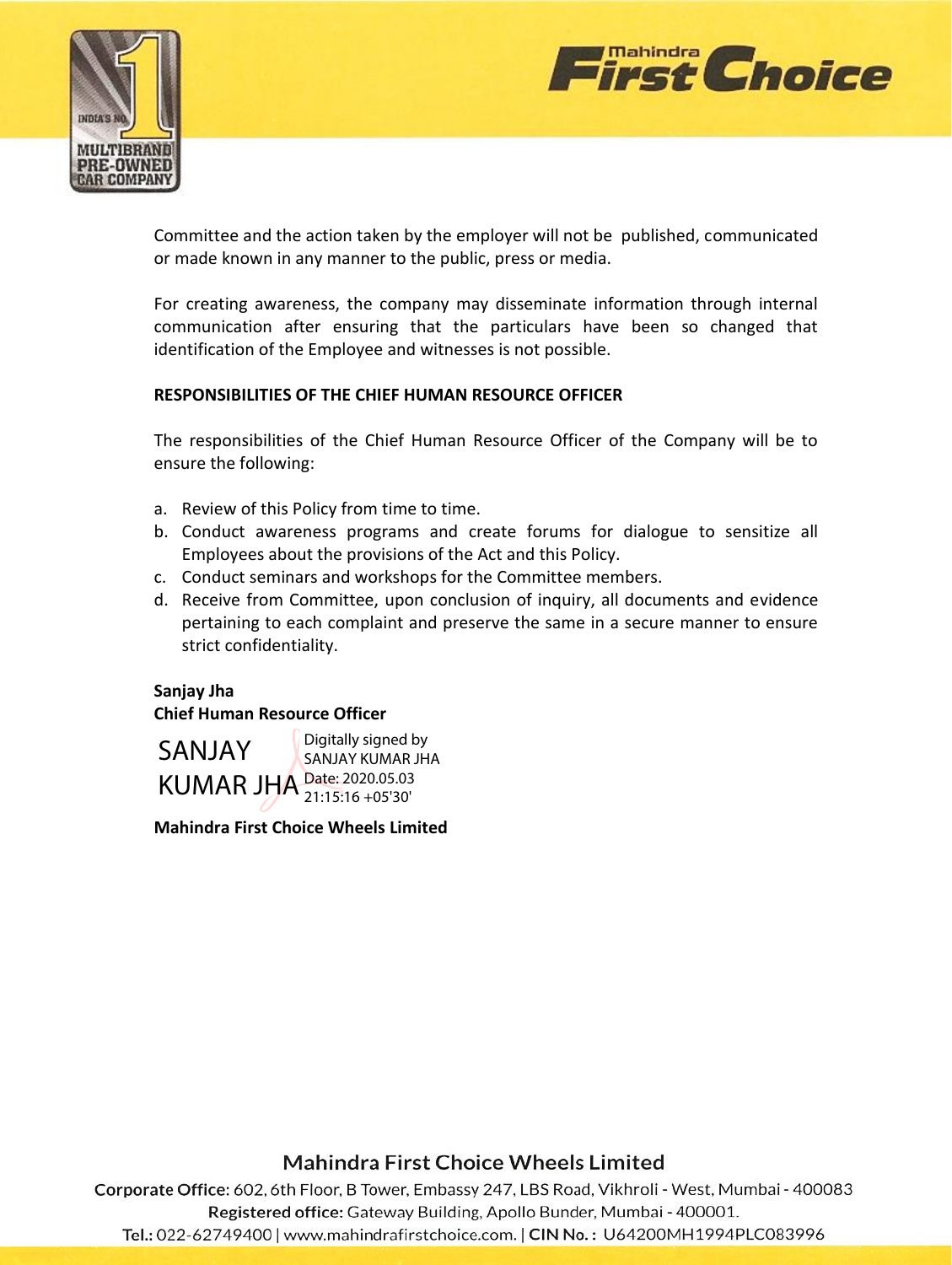Committee and the action taken by the employer will not be published, communicated or made known in any manner to the public, press or media.

For creating awareness, the company may disseminate information through internal communication after ensuring that the particulars have been so changed that identification of the Employee and witnesses is not possible.

**RESPONSIBILITIES OF THE CHIEF HUMAN RESOURCE OFFICER**

The responsibilities of the Chief Human Resource Officer of the Company will be to ensure the following:

a. Review of this Policy from time to time.
b. Conduct awareness programs and create forums for dialogue to sensitize all Employees about the provisions of the Act and this Policy.
c. Conduct seminars and workshops for the Committee members.
d. Receive from Committee, upon conclusion of inquiry, all documents and evidence pertaining to each complaint and preserve the same in a secure manner to ensure strict confidentiality.

**Sanjay Jha**
**Chief Human Resource Officer**

SANJAY KUMAR JHA

Digitally signed by SANJAY KUMAR JHA
Date: 2020.05.03 21:15:16 +05'30'

**Mahindra First Choice Wheels Limited**